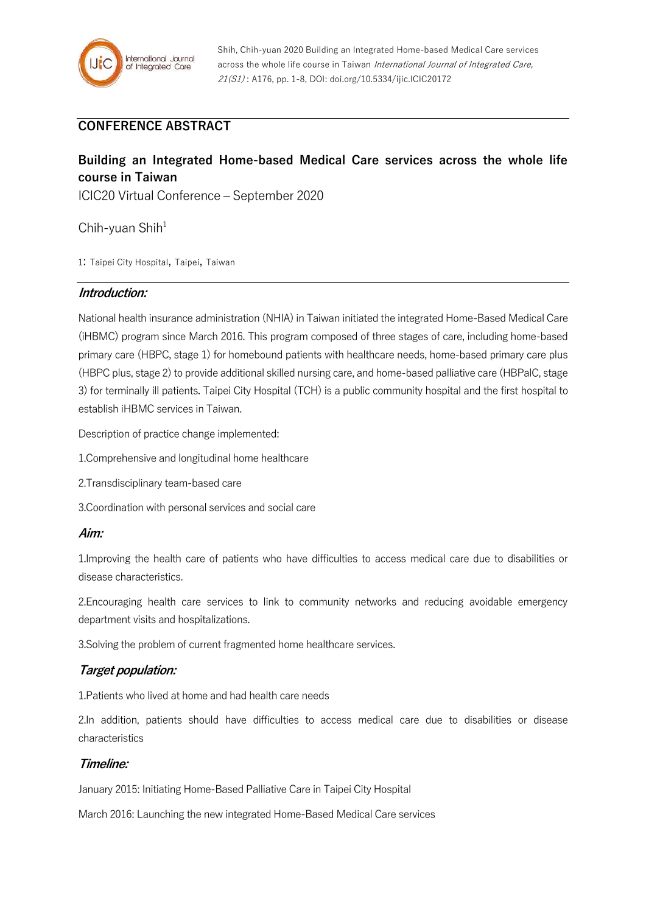## CONFERENCE ABSTRACT

# Building an Integrated Home-based Medical Care services across the whole life course in Taiwan

ICIC20 Virtual Conference – September 2020

Chih-yuan Shih[1]

1: Taipei City Hospital, Taipei, Taiwan

### *Introduction:*

National health insurance administration (NHIA) in Taiwan initiated the integrated Home-Based Medical Care (iHBMC) program since March 2016. This program composed of three stages of care, including home-based primary care (HBPC, stage 1) for homebound patients with healthcare needs, home-based primary care plus (HBPC plus, stage 2) to provide additional skilled nursing care, and home-based palliative care (HBPalC, stage 3) for terminally ill patients. Taipei City Hospital (TCH) is a public community hospital and the first hospital to establish iHBMC services in Taiwan.

Description of practice change implemented:

1.Comprehensive and longitudinal home healthcare

2.Transdisciplinary team-based care

3.Coordination with personal services and social care

### *Aim:*

1.Improving the health care of patients who have difficulties to access medical care due to disabilities or disease characteristics.

2.Encouraging health care services to link to community networks and reducing avoidable emergency department visits and hospitalizations.

3.Solving the problem of current fragmented home healthcare services.

### *Target population:*

1.Patients who lived at home and had health care needs

2.In addition, patients should have difficulties to access medical care due to disabilities or disease characteristics

### *Timeline:*

January 2015: Initiating Home-Based Palliative Care in Taipei City Hospital

March 2016: Launching the new integrated Home-Based Medical Care services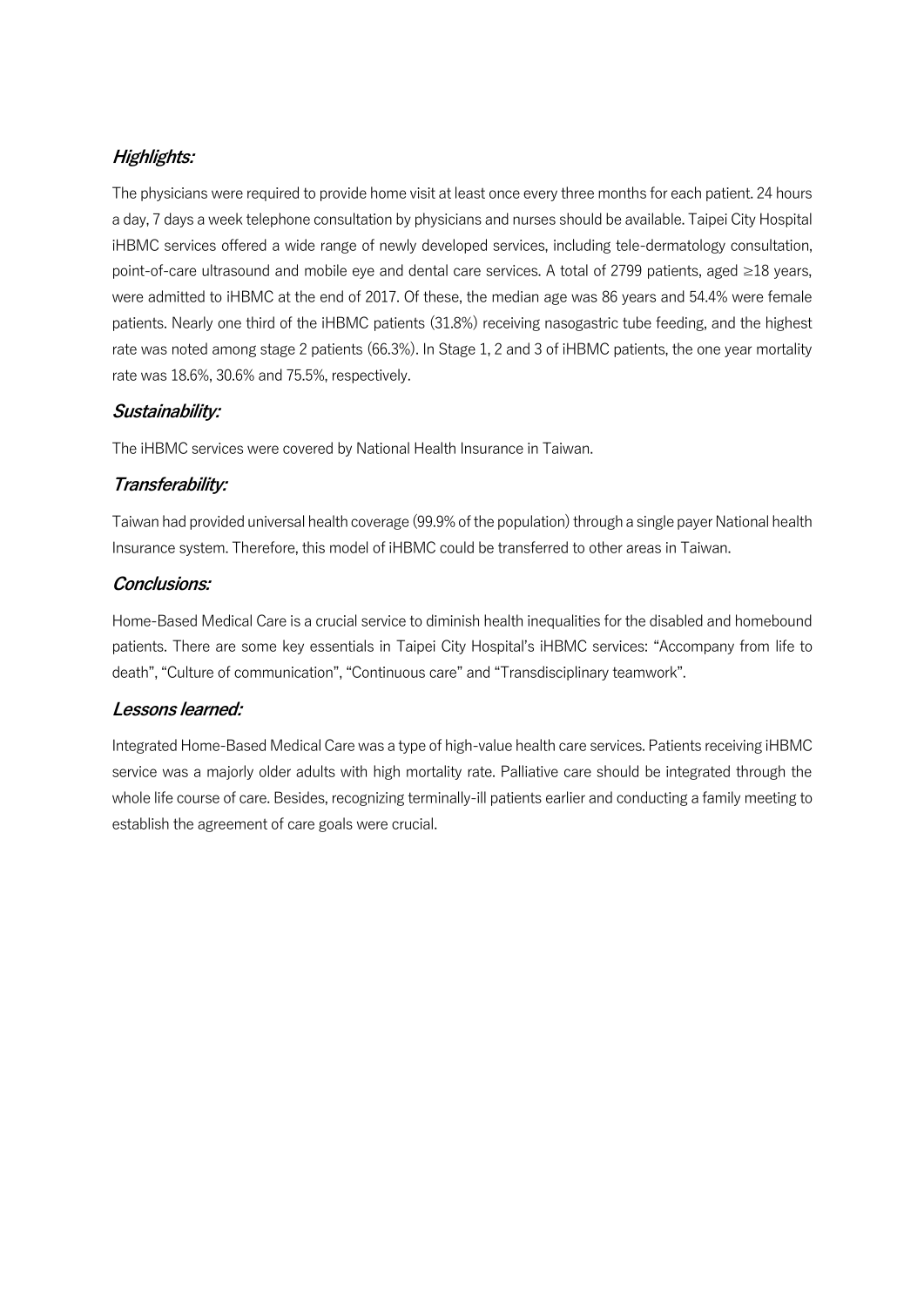### *Highlights:*

The physicians were required to provide home visit at least once every three months for each patient. 24 hours a day, 7 days a week telephone consultation by physicians and nurses should be available. Taipei City Hospital iHBMC services offered a wide range of newly developed services, including tele-dermatology consultation, point-of-care ultrasound and mobile eye and dental care services. A total of 2799 patients, aged ≥18 years, were admitted to iHBMC at the end of 2017. Of these, the median age was 86 years and 54.4% were female patients. Nearly one third of the iHBMC patients (31.8%) receiving nasogastric tube feeding, and the highest rate was noted among stage 2 patients (66.3%). In Stage 1, 2 and 3 of iHBMC patients, the one year mortality rate was 18.6%, 30.6% and 75.5%, respectively.

### *Sustainability:*

The iHBMC services were covered by National Health Insurance in Taiwan.

### *Transferability:*

Taiwan had provided universal health coverage (99.9% of the population) through a single payer National health Insurance system. Therefore, this model of iHBMC could be transferred to other areas in Taiwan.

### *Conclusions:*

Home-Based Medical Care is a crucial service to diminish health inequalities for the disabled and homebound patients. There are some key essentials in Taipei City Hospital's iHBMC services: "Accompany from life to death", "Culture of communication", "Continuous care" and "Transdisciplinary teamwork".

### *Lessons learned:*

Integrated Home-Based Medical Care was a type of high-value health care services. Patients receiving iHBMC service was a majorly older adults with high mortality rate. Palliative care should be integrated through the whole life course of care. Besides, recognizing terminally-ill patients earlier and conducting a family meeting to establish the agreement of care goals were crucial.